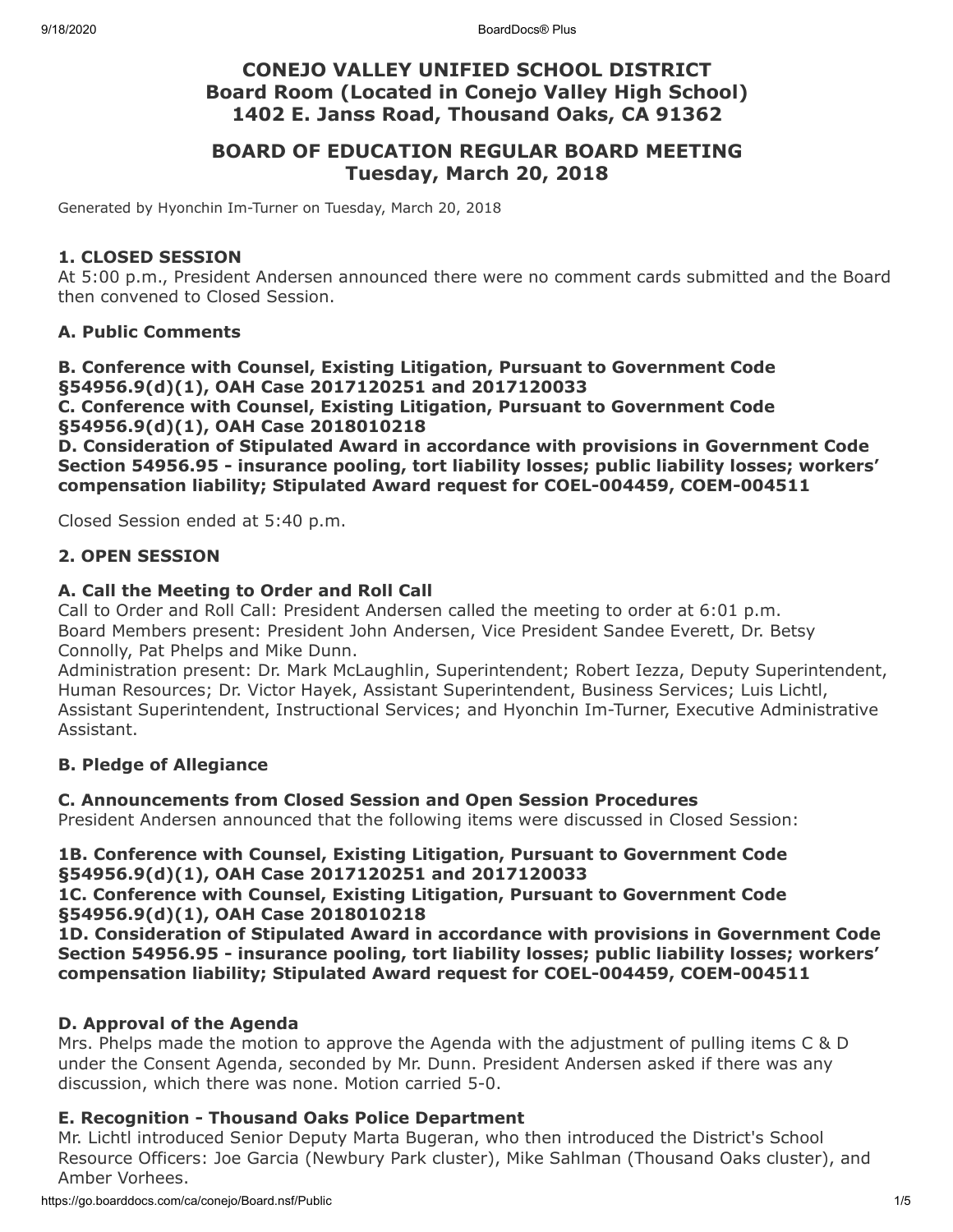# CONEJO VALLEY UNIFIED SCHOOL DISTRICT
## Board Room (Located in Conejo Valley High School)
## 1402 E. Janss Road, Thousand Oaks, CA 91362

# BOARD OF EDUCATION REGULAR BOARD MEETING
## Tuesday, March 20, 2018

Generated by Hyonchin Im-Turner on Tuesday, March 20, 2018

### 1. CLOSED SESSION

At 5:00 p.m., President Andersen announced there were no comment cards submitted and the Board then convened to Closed Session.

**A. Public Comments**

**B. Conference with Counsel, Existing Litigation, Pursuant to Government Code §54956.9(d)(1), OAH Case 2017120251 and 2017120033**
**C. Conference with Counsel, Existing Litigation, Pursuant to Government Code §54956.9(d)(1), OAH Case 2018010218**
**D. Consideration of Stipulated Award in accordance with provisions in Government Code Section 54956.95 - insurance pooling, tort liability losses; public liability losses; workers' compensation liability; Stipulated Award request for COEL-004459, COEM-004511**

Closed Session ended at 5:40 p.m.

### 2. OPEN SESSION

**A. Call the Meeting to Order and Roll Call**

Call to Order and Roll Call: President Andersen called the meeting to order at 6:01 p.m.
Board Members present: President John Andersen, Vice President Sandee Everett, Dr. Betsy Connolly, Pat Phelps and Mike Dunn.
Administration present: Dr. Mark McLaughlin, Superintendent; Robert Iezza, Deputy Superintendent, Human Resources; Dr. Victor Hayek, Assistant Superintendent, Business Services; Luis Lichtl, Assistant Superintendent, Instructional Services; and Hyonchin Im-Turner, Executive Administrative Assistant.

**B. Pledge of Allegiance**

**C. Announcements from Closed Session and Open Session Procedures**

President Andersen announced that the following items were discussed in Closed Session:

**1B. Conference with Counsel, Existing Litigation, Pursuant to Government Code §54956.9(d)(1), OAH Case 2017120251 and 2017120033**
**1C. Conference with Counsel, Existing Litigation, Pursuant to Government Code §54956.9(d)(1), OAH Case 2018010218**
**1D. Consideration of Stipulated Award in accordance with provisions in Government Code Section 54956.95 - insurance pooling, tort liability losses; public liability losses; workers' compensation liability; Stipulated Award request for COEL-004459, COEM-004511**

**D. Approval of the Agenda**

Mrs. Phelps made the motion to approve the Agenda with the adjustment of pulling items C & D under the Consent Agenda, seconded by Mr. Dunn. President Andersen asked if there was any discussion, which there was none. Motion carried 5-0.

**E. Recognition - Thousand Oaks Police Department**

Mr. Lichtl introduced Senior Deputy Marta Bugeran, who then introduced the District's School Resource Officers: Joe Garcia (Newbury Park cluster), Mike Sahlman (Thousand Oaks cluster), and Amber Vorhees.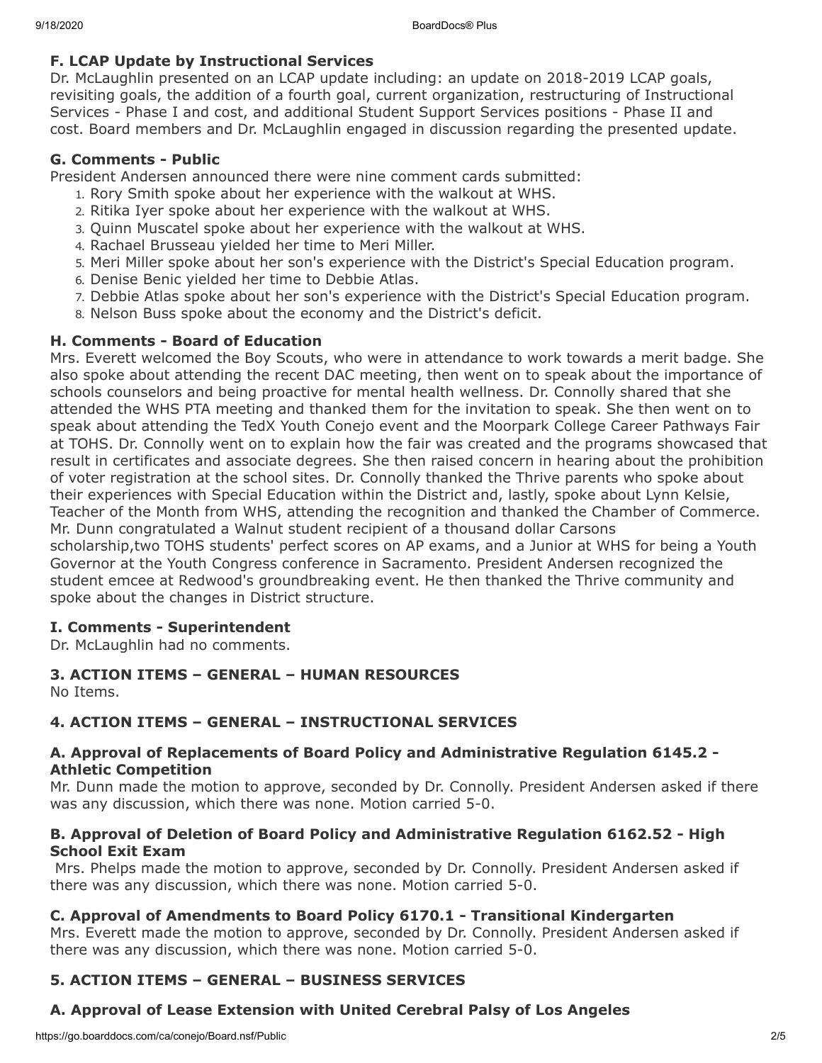### F. LCAP Update by Instructional Services

Dr. McLaughlin presented on an LCAP update including: an update on 2018-2019 LCAP goals, revisiting goals, the addition of a fourth goal, current organization, restructuring of Instructional Services - Phase I and cost, and additional Student Support Services positions - Phase II and cost. Board members and Dr. McLaughlin engaged in discussion regarding the presented update.

### G. Comments - Public

President Andersen announced there were nine comment cards submitted:

1. Rory Smith spoke about her experience with the walkout at WHS.
2. Ritika Iyer spoke about her experience with the walkout at WHS.
3. Quinn Muscatel spoke about her experience with the walkout at WHS.
4. Rachael Brusseau yielded her time to Meri Miller.
5. Meri Miller spoke about her son's experience with the District's Special Education program.
6. Denise Benic yielded her time to Debbie Atlas.
7. Debbie Atlas spoke about her son's experience with the District's Special Education program.
8. Nelson Buss spoke about the economy and the District's deficit.

### H. Comments - Board of Education

Mrs. Everett welcomed the Boy Scouts, who were in attendance to work towards a merit badge. She also spoke about attending the recent DAC meeting, then went on to speak about the importance of schools counselors and being proactive for mental health wellness. Dr. Connolly shared that she attended the WHS PTA meeting and thanked them for the invitation to speak. She then went on to speak about attending the TedX Youth Conejo event and the Moorpark College Career Pathways Fair at TOHS. Dr. Connolly went on to explain how the fair was created and the programs showcased that result in certificates and associate degrees. She then raised concern in hearing about the prohibition of voter registration at the school sites. Dr. Connolly thanked the Thrive parents who spoke about their experiences with Special Education within the District and, lastly, spoke about Lynn Kelsie, Teacher of the Month from WHS, attending the recognition and thanked the Chamber of Commerce. Mr. Dunn congratulated a Walnut student recipient of a thousand dollar Carsons scholarship,two TOHS students' perfect scores on AP exams, and a Junior at WHS for being a Youth Governor at the Youth Congress conference in Sacramento. President Andersen recognized the student emcee at Redwood's groundbreaking event. He then thanked the Thrive community and spoke about the changes in District structure.

### I. Comments - Superintendent

Dr. McLaughlin had no comments.

## 3. ACTION ITEMS – GENERAL – HUMAN RESOURCES

No Items.

## 4. ACTION ITEMS – GENERAL – INSTRUCTIONAL SERVICES

### A. Approval of Replacements of Board Policy and Administrative Regulation 6145.2 - Athletic Competition

Mr. Dunn made the motion to approve, seconded by Dr. Connolly. President Andersen asked if there was any discussion, which there was none. Motion carried 5-0.

### B. Approval of Deletion of Board Policy and Administrative Regulation 6162.52 - High School Exit Exam

Mrs. Phelps made the motion to approve, seconded by Dr. Connolly. President Andersen asked if there was any discussion, which there was none. Motion carried 5-0.

### C. Approval of Amendments to Board Policy 6170.1 - Transitional Kindergarten

Mrs. Everett made the motion to approve, seconded by Dr. Connolly. President Andersen asked if there was any discussion, which there was none. Motion carried 5-0.

## 5. ACTION ITEMS – GENERAL – BUSINESS SERVICES

### A. Approval of Lease Extension with United Cerebral Palsy of Los Angeles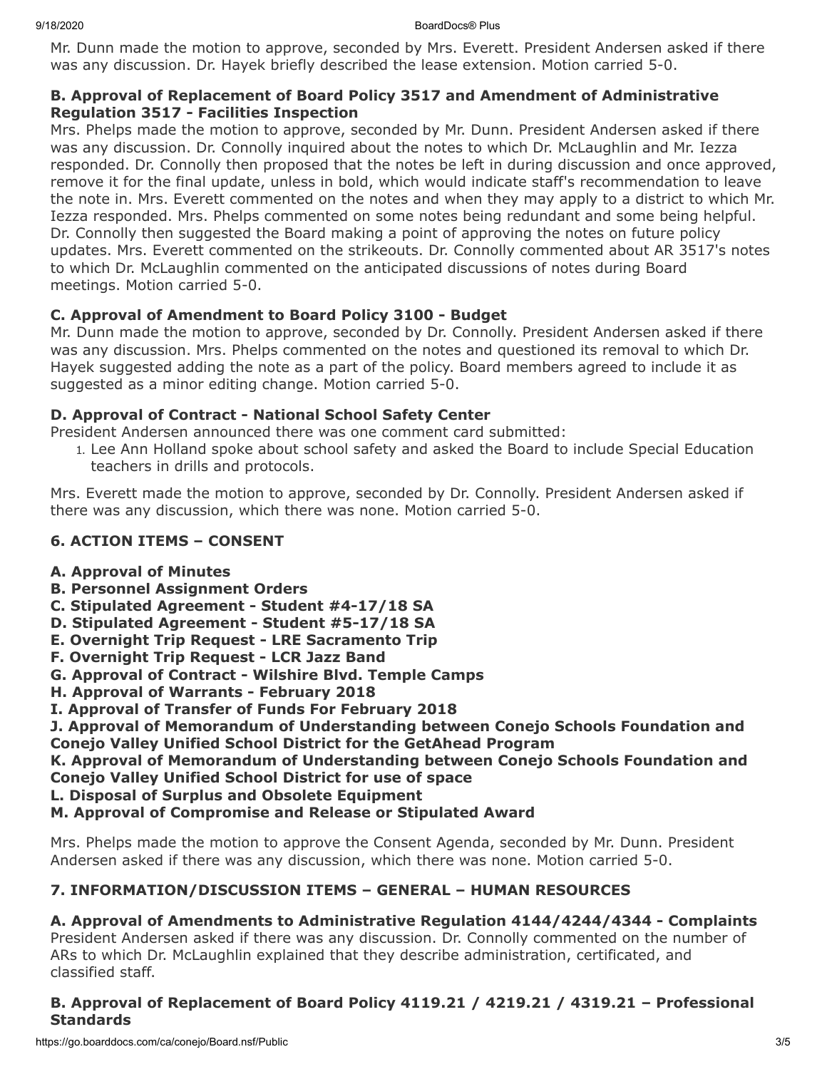Mr. Dunn made the motion to approve, seconded by Mrs. Everett. President Andersen asked if there was any discussion. Dr. Hayek briefly described the lease extension. Motion carried 5-0.

**B. Approval of Replacement of Board Policy 3517 and Amendment of Administrative Regulation 3517 - Facilities Inspection**

Mrs. Phelps made the motion to approve, seconded by Mr. Dunn. President Andersen asked if there was any discussion. Dr. Connolly inquired about the notes to which Dr. McLaughlin and Mr. Iezza responded. Dr. Connolly then proposed that the notes be left in during discussion and once approved, remove it for the final update, unless in bold, which would indicate staff's recommendation to leave the note in. Mrs. Everett commented on the notes and when they may apply to a district to which Mr. Iezza responded. Mrs. Phelps commented on some notes being redundant and some being helpful. Dr. Connolly then suggested the Board making a point of approving the notes on future policy updates. Mrs. Everett commented on the strikeouts. Dr. Connolly commented about AR 3517's notes to which Dr. McLaughlin commented on the anticipated discussions of notes during Board meetings. Motion carried 5-0.

**C. Approval of Amendment to Board Policy 3100 - Budget**

Mr. Dunn made the motion to approve, seconded by Dr. Connolly. President Andersen asked if there was any discussion. Mrs. Phelps commented on the notes and questioned its removal to which Dr. Hayek suggested adding the note as a part of the policy. Board members agreed to include it as suggested as a minor editing change. Motion carried 5-0.

**D. Approval of Contract - National School Safety Center**

President Andersen announced there was one comment card submitted:

1. Lee Ann Holland spoke about school safety and asked the Board to include Special Education teachers in drills and protocols.

Mrs. Everett made the motion to approve, seconded by Dr. Connolly. President Andersen asked if there was any discussion, which there was none. Motion carried 5-0.

## 6. ACTION ITEMS – CONSENT

**A. Approval of Minutes**
**B. Personnel Assignment Orders**
**C. Stipulated Agreement - Student #4-17/18 SA**
**D. Stipulated Agreement - Student #5-17/18 SA**
**E. Overnight Trip Request - LRE Sacramento Trip**
**F. Overnight Trip Request - LCR Jazz Band**
**G. Approval of Contract - Wilshire Blvd. Temple Camps**
**H. Approval of Warrants - February 2018**
**I. Approval of Transfer of Funds For February 2018**
**J. Approval of Memorandum of Understanding between Conejo Schools Foundation and Conejo Valley Unified School District for the GetAhead Program**
**K. Approval of Memorandum of Understanding between Conejo Schools Foundation and Conejo Valley Unified School District for use of space**
**L. Disposal of Surplus and Obsolete Equipment**
**M. Approval of Compromise and Release or Stipulated Award**

Mrs. Phelps made the motion to approve the Consent Agenda, seconded by Mr. Dunn. President Andersen asked if there was any discussion, which there was none. Motion carried 5-0.

## 7. INFORMATION/DISCUSSION ITEMS – GENERAL – HUMAN RESOURCES

**A. Approval of Amendments to Administrative Regulation 4144/4244/4344 - Complaints**

President Andersen asked if there was any discussion. Dr. Connolly commented on the number of ARs to which Dr. McLaughlin explained that they describe administration, certificated, and classified staff.

**B. Approval of Replacement of Board Policy 4119.21 / 4219.21 / 4319.21 – Professional Standards**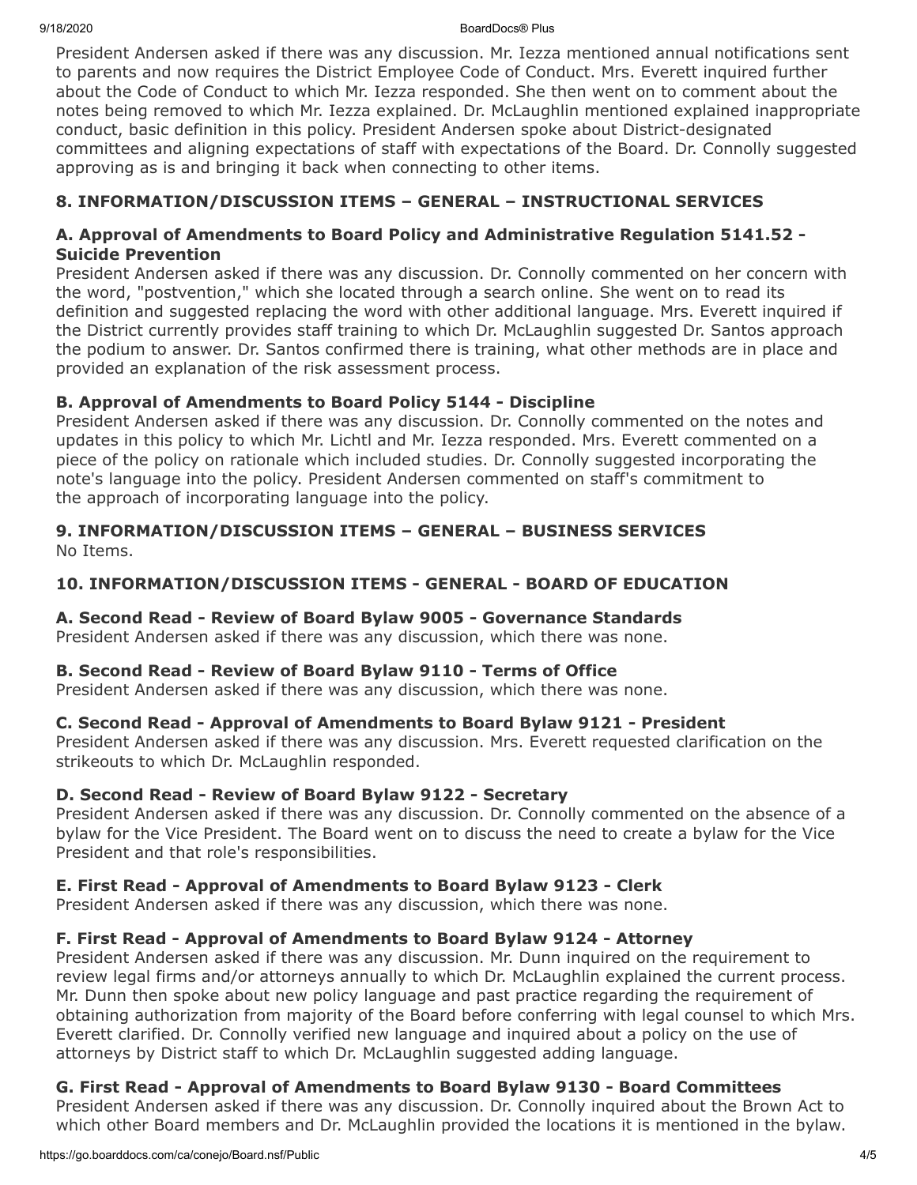President Andersen asked if there was any discussion. Mr. Iezza mentioned annual notifications sent to parents and now requires the District Employee Code of Conduct. Mrs. Everett inquired further about the Code of Conduct to which Mr. Iezza responded. She then went on to comment about the notes being removed to which Mr. Iezza explained. Dr. McLaughlin mentioned explained inappropriate conduct, basic definition in this policy. President Andersen spoke about District-designated committees and aligning expectations of staff with expectations of the Board. Dr. Connolly suggested approving as is and bringing it back when connecting to other items.

## 8. INFORMATION/DISCUSSION ITEMS – GENERAL – INSTRUCTIONAL SERVICES

### A. Approval of Amendments to Board Policy and Administrative Regulation 5141.52 - Suicide Prevention

President Andersen asked if there was any discussion. Dr. Connolly commented on her concern with the word, "postvention," which she located through a search online. She went on to read its definition and suggested replacing the word with other additional language. Mrs. Everett inquired if the District currently provides staff training to which Dr. McLaughlin suggested Dr. Santos approach the podium to answer. Dr. Santos confirmed there is training, what other methods are in place and provided an explanation of the risk assessment process.

### B. Approval of Amendments to Board Policy 5144 - Discipline

President Andersen asked if there was any discussion. Dr. Connolly commented on the notes and updates in this policy to which Mr. Lichtl and Mr. Iezza responded. Mrs. Everett commented on a piece of the policy on rationale which included studies. Dr. Connolly suggested incorporating the note's language into the policy. President Andersen commented on staff's commitment to the approach of incorporating language into the policy.

## 9. INFORMATION/DISCUSSION ITEMS – GENERAL – BUSINESS SERVICES

No Items.

## 10. INFORMATION/DISCUSSION ITEMS - GENERAL - BOARD OF EDUCATION

### A. Second Read - Review of Board Bylaw 9005 - Governance Standards

President Andersen asked if there was any discussion, which there was none.

### B. Second Read - Review of Board Bylaw 9110 - Terms of Office

President Andersen asked if there was any discussion, which there was none.

### C. Second Read - Approval of Amendments to Board Bylaw 9121 - President

President Andersen asked if there was any discussion. Mrs. Everett requested clarification on the strikeouts to which Dr. McLaughlin responded.

### D. Second Read - Review of Board Bylaw 9122 - Secretary

President Andersen asked if there was any discussion. Dr. Connolly commented on the absence of a bylaw for the Vice President. The Board went on to discuss the need to create a bylaw for the Vice President and that role's responsibilities.

### E. First Read - Approval of Amendments to Board Bylaw 9123 - Clerk

President Andersen asked if there was any discussion, which there was none.

### F. First Read - Approval of Amendments to Board Bylaw 9124 - Attorney

President Andersen asked if there was any discussion. Mr. Dunn inquired on the requirement to review legal firms and/or attorneys annually to which Dr. McLaughlin explained the current process. Mr. Dunn then spoke about new policy language and past practice regarding the requirement of obtaining authorization from majority of the Board before conferring with legal counsel to which Mrs. Everett clarified. Dr. Connolly verified new language and inquired about a policy on the use of attorneys by District staff to which Dr. McLaughlin suggested adding language.

### G. First Read - Approval of Amendments to Board Bylaw 9130 - Board Committees

President Andersen asked if there was any discussion. Dr. Connolly inquired about the Brown Act to which other Board members and Dr. McLaughlin provided the locations it is mentioned in the bylaw.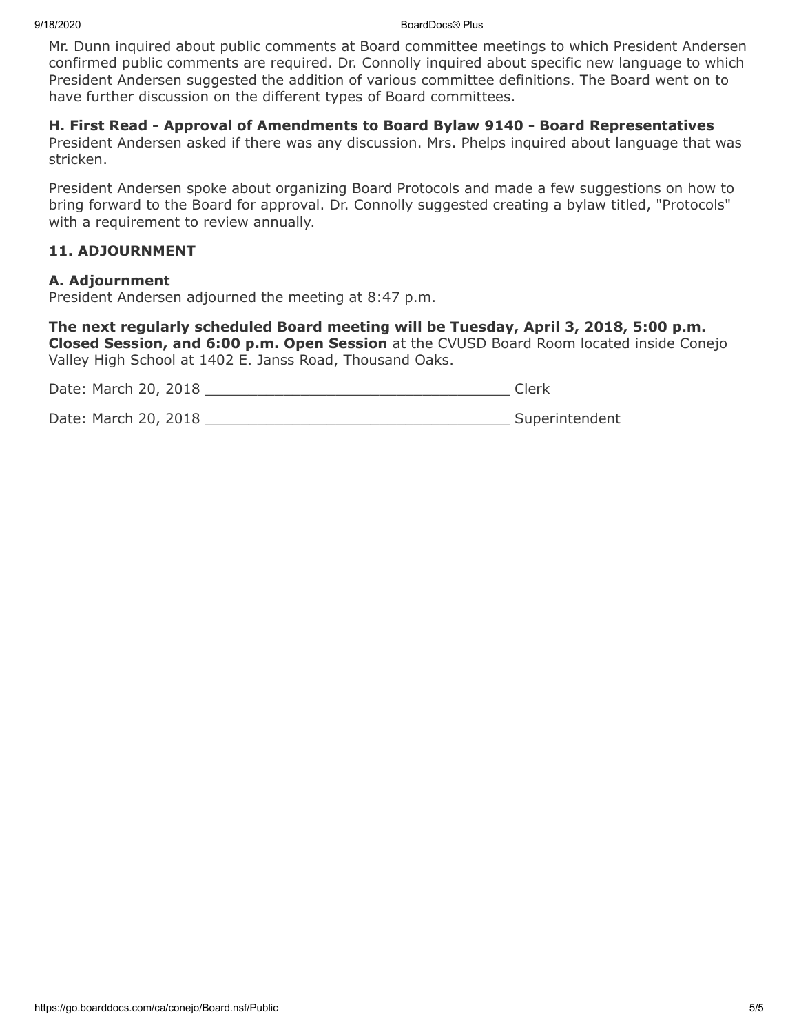Mr. Dunn inquired about public comments at Board committee meetings to which President Andersen confirmed public comments are required. Dr. Connolly inquired about specific new language to which President Andersen suggested the addition of various committee definitions. The Board went on to have further discussion on the different types of Board committees.

### H. First Read - Approval of Amendments to Board Bylaw 9140 - Board Representatives

President Andersen asked if there was any discussion. Mrs. Phelps inquired about language that was stricken.

President Andersen spoke about organizing Board Protocols and made a few suggestions on how to bring forward to the Board for approval. Dr. Connolly suggested creating a bylaw titled, "Protocols" with a requirement to review annually.

## 11. ADJOURNMENT

### A. Adjournment

President Andersen adjourned the meeting at 8:47 p.m.

**The next regularly scheduled Board meeting will be Tuesday, April 3, 2018, 5:00 p.m. Closed Session, and 6:00 p.m. Open Session** at the CVUSD Board Room located inside Conejo Valley High School at 1402 E. Janss Road, Thousand Oaks.

Date: March 20, 2018 ___________________________________ Clerk

Date: March 20, 2018 ___________________________________ Superintendent